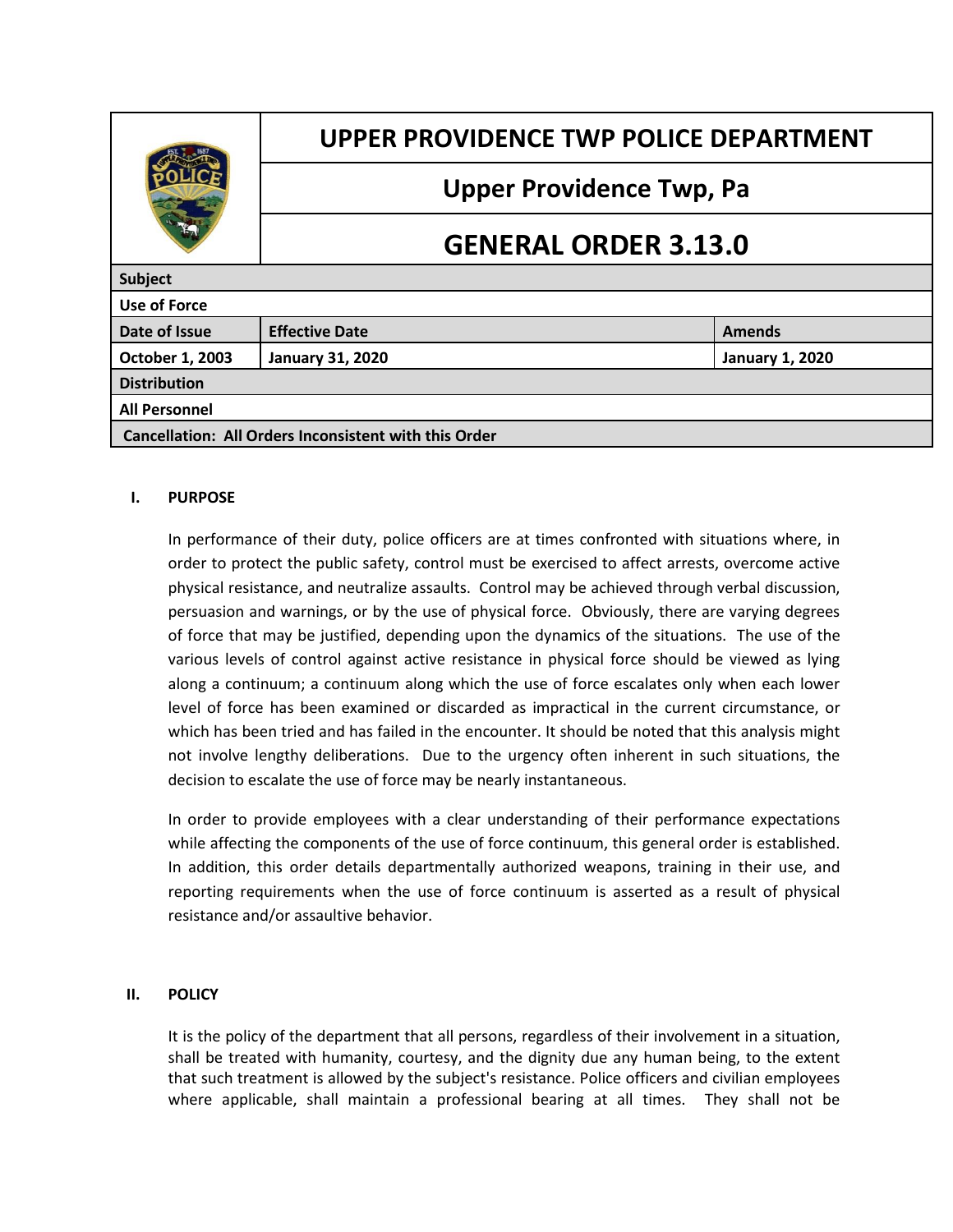# UPPER PROVIDENCE TWP POLICE DEPARTMENT

## Upper Providence Twp, Pa

## GENERAL ORDER 3.13.0

| Subject | | |
|---|---|---|
| Use of Force | | |
| **Date of Issue** | **Effective Date** | **Amends** |
| October 1, 2003 | January 31, 2020 | January 1, 2020 |
| **Distribution** | | |
| All Personnel | | |
| **Cancellation: All Orders Inconsistent with this Order** | | |

### I. PURPOSE

In performance of their duty, police officers are at times confronted with situations where, in order to protect the public safety, control must be exercised to affect arrests, overcome active physical resistance, and neutralize assaults. Control may be achieved through verbal discussion, persuasion and warnings, or by the use of physical force. Obviously, there are varying degrees of force that may be justified, depending upon the dynamics of the situations. The use of the various levels of control against active resistance in physical force should be viewed as lying along a continuum; a continuum along which the use of force escalates only when each lower level of force has been examined or discarded as impractical in the current circumstance, or which has been tried and has failed in the encounter. It should be noted that this analysis might not involve lengthy deliberations. Due to the urgency often inherent in such situations, the decision to escalate the use of force may be nearly instantaneous.

In order to provide employees with a clear understanding of their performance expectations while affecting the components of the use of force continuum, this general order is established. In addition, this order details departmentally authorized weapons, training in their use, and reporting requirements when the use of force continuum is asserted as a result of physical resistance and/or assaultive behavior.

### II. POLICY

It is the policy of the department that all persons, regardless of their involvement in a situation, shall be treated with humanity, courtesy, and the dignity due any human being, to the extent that such treatment is allowed by the subject's resistance. Police officers and civilian employees where applicable, shall maintain a professional bearing at all times. They shall not be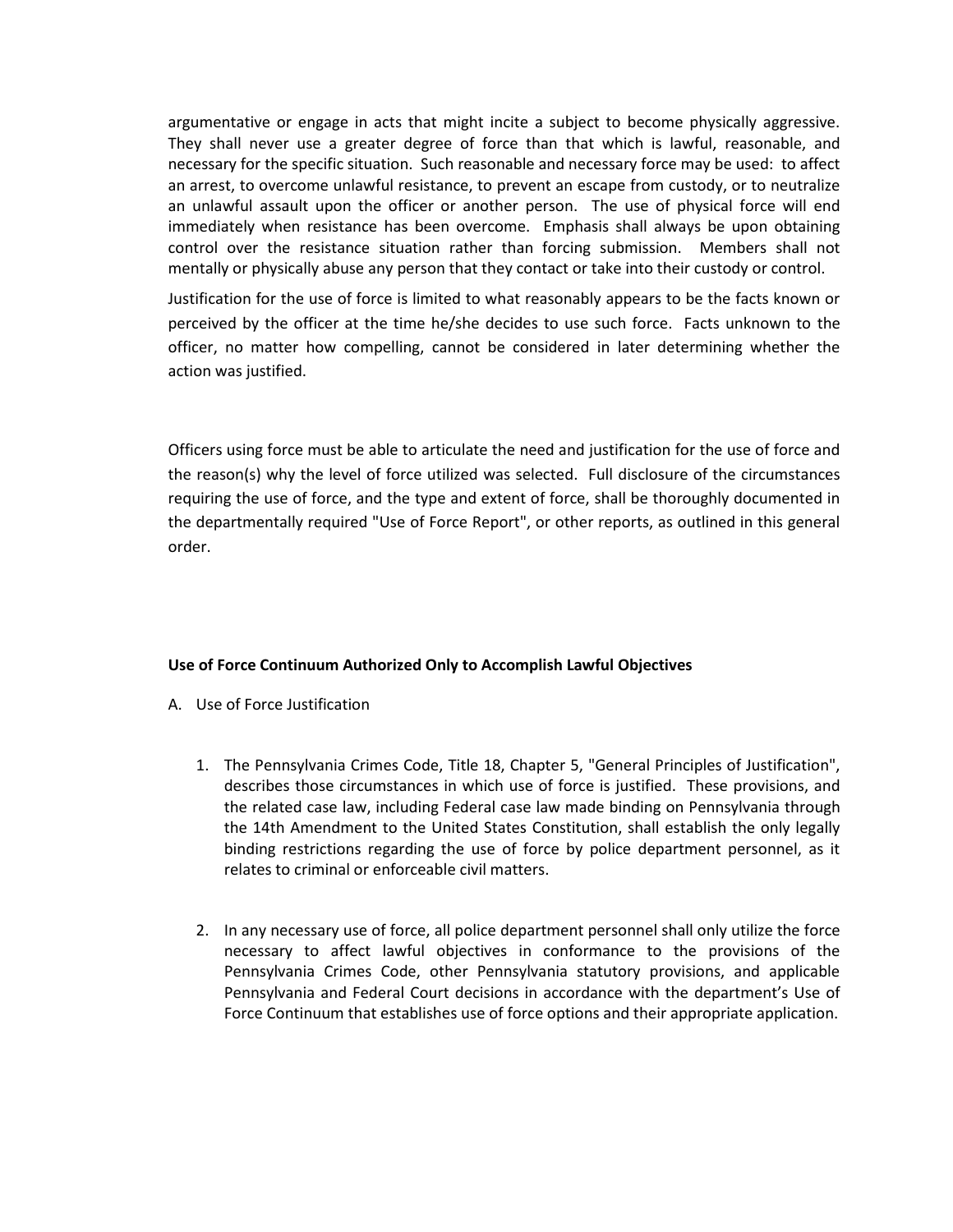argumentative or engage in acts that might incite a subject to become physically aggressive. They shall never use a greater degree of force than that which is lawful, reasonable, and necessary for the specific situation. Such reasonable and necessary force may be used: to affect an arrest, to overcome unlawful resistance, to prevent an escape from custody, or to neutralize an unlawful assault upon the officer or another person. The use of physical force will end immediately when resistance has been overcome. Emphasis shall always be upon obtaining control over the resistance situation rather than forcing submission. Members shall not mentally or physically abuse any person that they contact or take into their custody or control.

Justification for the use of force is limited to what reasonably appears to be the facts known or perceived by the officer at the time he/she decides to use such force. Facts unknown to the officer, no matter how compelling, cannot be considered in later determining whether the action was justified.

Officers using force must be able to articulate the need and justification for the use of force and the reason(s) why the level of force utilized was selected. Full disclosure of the circumstances requiring the use of force, and the type and extent of force, shall be thoroughly documented in the departmentally required "Use of Force Report", or other reports, as outlined in this general order.

**Use of Force Continuum Authorized Only to Accomplish Lawful Objectives**

A. Use of Force Justification

1. The Pennsylvania Crimes Code, Title 18, Chapter 5, "General Principles of Justification", describes those circumstances in which use of force is justified. These provisions, and the related case law, including Federal case law made binding on Pennsylvania through the 14th Amendment to the United States Constitution, shall establish the only legally binding restrictions regarding the use of force by police department personnel, as it relates to criminal or enforceable civil matters.

2. In any necessary use of force, all police department personnel shall only utilize the force necessary to affect lawful objectives in conformance to the provisions of the Pennsylvania Crimes Code, other Pennsylvania statutory provisions, and applicable Pennsylvania and Federal Court decisions in accordance with the department's Use of Force Continuum that establishes use of force options and their appropriate application.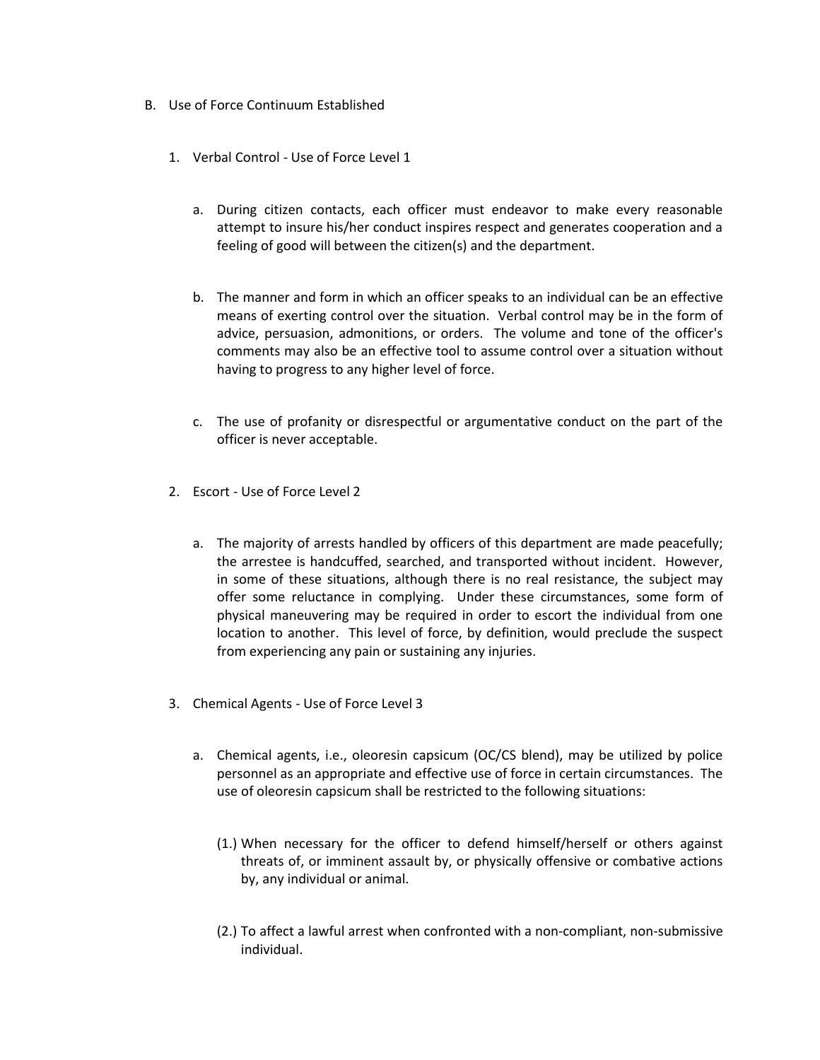B. Use of Force Continuum Established

1. Verbal Control - Use of Force Level 1

   a. During citizen contacts, each officer must endeavor to make every reasonable attempt to insure his/her conduct inspires respect and generates cooperation and a feeling of good will between the citizen(s) and the department.

   b. The manner and form in which an officer speaks to an individual can be an effective means of exerting control over the situation. Verbal control may be in the form of advice, persuasion, admonitions, or orders. The volume and tone of the officer's comments may also be an effective tool to assume control over a situation without having to progress to any higher level of force.

   c. The use of profanity or disrespectful or argumentative conduct on the part of the officer is never acceptable.

2. Escort - Use of Force Level 2

   a. The majority of arrests handled by officers of this department are made peacefully; the arrestee is handcuffed, searched, and transported without incident. However, in some of these situations, although there is no real resistance, the subject may offer some reluctance in complying. Under these circumstances, some form of physical maneuvering may be required in order to escort the individual from one location to another. This level of force, by definition, would preclude the suspect from experiencing any pain or sustaining any injuries.

3. Chemical Agents - Use of Force Level 3

   a. Chemical agents, i.e., oleoresin capsicum (OC/CS blend), may be utilized by police personnel as an appropriate and effective use of force in certain circumstances. The use of oleoresin capsicum shall be restricted to the following situations:

      (1.) When necessary for the officer to defend himself/herself or others against threats of, or imminent assault by, or physically offensive or combative actions by, any individual or animal.

      (2.) To affect a lawful arrest when confronted with a non-compliant, non-submissive individual.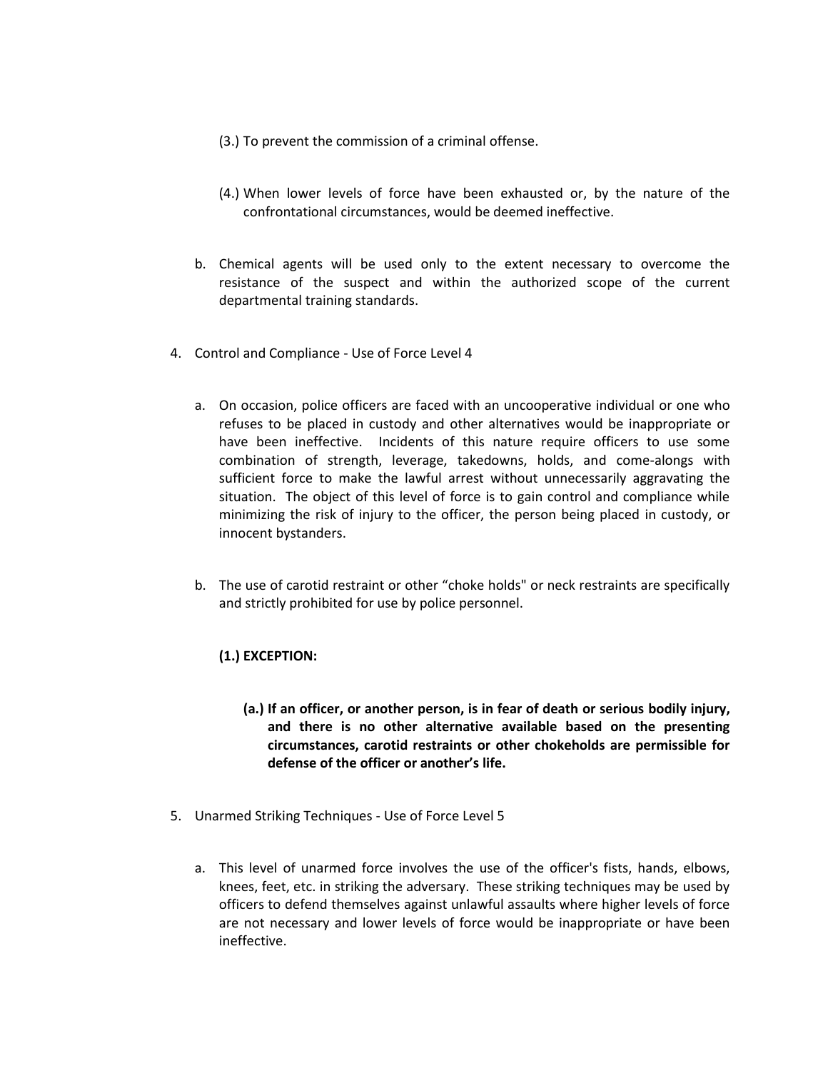(3.) To prevent the commission of a criminal offense.

(4.) When lower levels of force have been exhausted or, by the nature of the confrontational circumstances, would be deemed ineffective.

b. Chemical agents will be used only to the extent necessary to overcome the resistance of the suspect and within the authorized scope of the current departmental training standards.

4. Control and Compliance - Use of Force Level 4

   a. On occasion, police officers are faced with an uncooperative individual or one who refuses to be placed in custody and other alternatives would be inappropriate or have been ineffective. Incidents of this nature require officers to use some combination of strength, leverage, takedowns, holds, and come-alongs with sufficient force to make the lawful arrest without unnecessarily aggravating the situation. The object of this level of force is to gain control and compliance while minimizing the risk of injury to the officer, the person being placed in custody, or innocent bystanders.

   b. The use of carotid restraint or other "choke holds" or neck restraints are specifically and strictly prohibited for use by police personnel.

      **(1.) EXCEPTION:**

      **(a.) If an officer, or another person, is in fear of death or serious bodily injury, and there is no other alternative available based on the presenting circumstances, carotid restraints or other chokeholds are permissible for defense of the officer or another's life.**

5. Unarmed Striking Techniques - Use of Force Level 5

   a. This level of unarmed force involves the use of the officer's fists, hands, elbows, knees, feet, etc. in striking the adversary. These striking techniques may be used by officers to defend themselves against unlawful assaults where higher levels of force are not necessary and lower levels of force would be inappropriate or have been ineffective.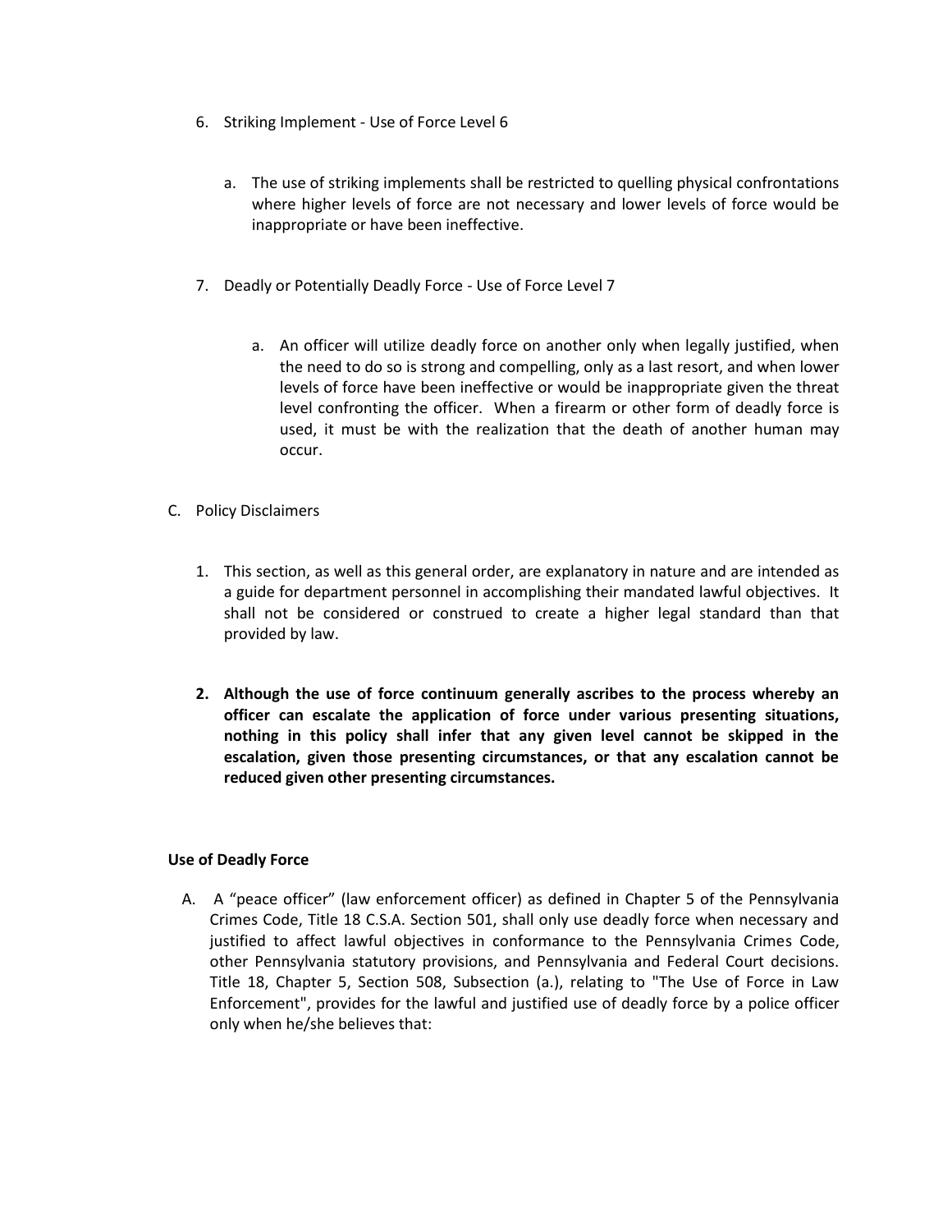6. Striking Implement - Use of Force Level 6

   a. The use of striking implements shall be restricted to quelling physical confrontations where higher levels of force are not necessary and lower levels of force would be inappropriate or have been ineffective.

7. Deadly or Potentially Deadly Force - Use of Force Level 7

   a. An officer will utilize deadly force on another only when legally justified, when the need to do so is strong and compelling, only as a last resort, and when lower levels of force have been ineffective or would be inappropriate given the threat level confronting the officer. When a firearm or other form of deadly force is used, it must be with the realization that the death of another human may occur.

C. Policy Disclaimers

   1. This section, as well as this general order, are explanatory in nature and are intended as a guide for department personnel in accomplishing their mandated lawful objectives. It shall not be considered or construed to create a higher legal standard than that provided by law.

   2. **Although the use of force continuum generally ascribes to the process whereby an officer can escalate the application of force under various presenting situations, nothing in this policy shall infer that any given level cannot be skipped in the escalation, given those presenting circumstances, or that any escalation cannot be reduced given other presenting circumstances.**

**Use of Deadly Force**

A. A "peace officer" (law enforcement officer) as defined in Chapter 5 of the Pennsylvania Crimes Code, Title 18 C.S.A. Section 501, shall only use deadly force when necessary and justified to affect lawful objectives in conformance to the Pennsylvania Crimes Code, other Pennsylvania statutory provisions, and Pennsylvania and Federal Court decisions. Title 18, Chapter 5, Section 508, Subsection (a.), relating to "The Use of Force in Law Enforcement", provides for the lawful and justified use of deadly force by a police officer only when he/she believes that: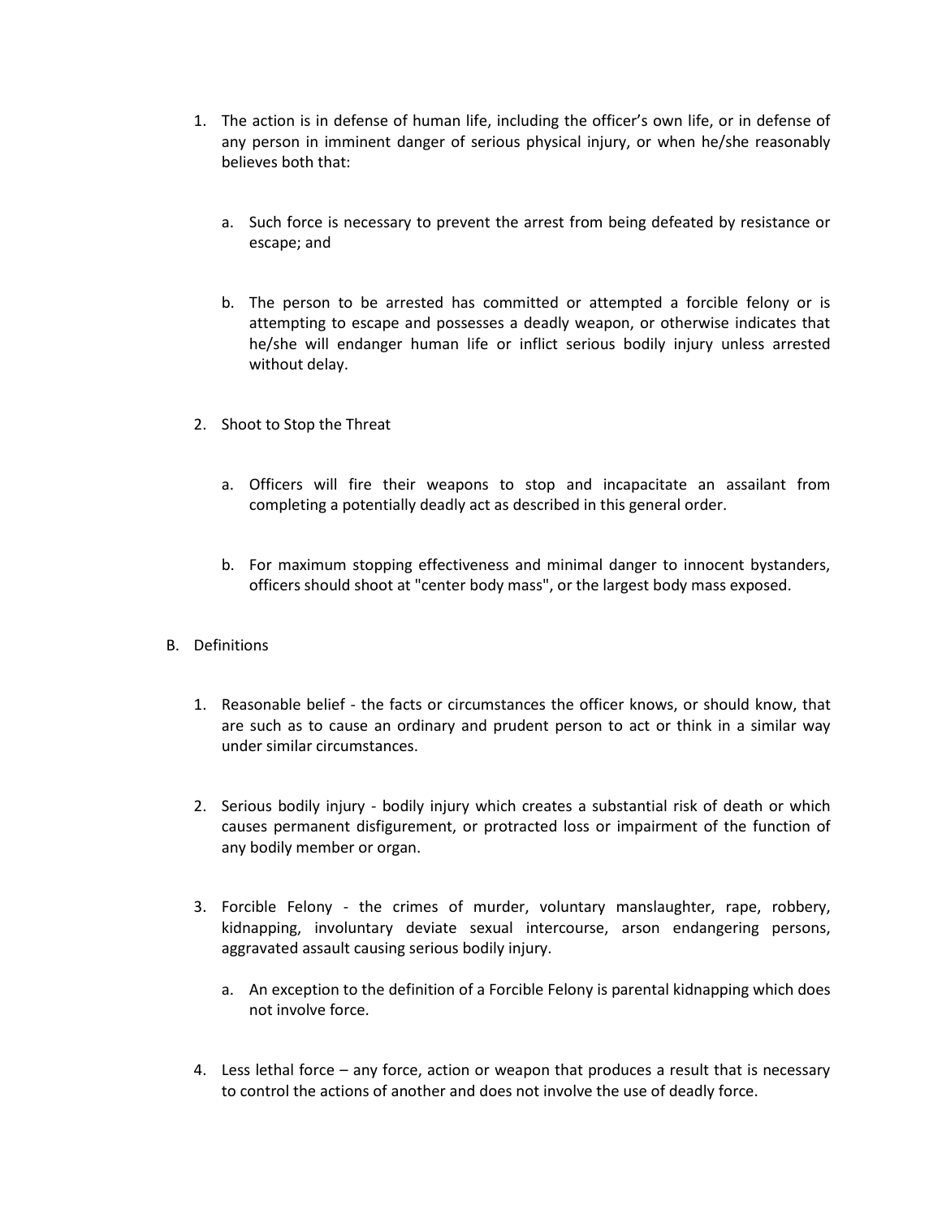1. The action is in defense of human life, including the officer's own life, or in defense of any person in imminent danger of serious physical injury, or when he/she reasonably believes both that:

    a. Such force is necessary to prevent the arrest from being defeated by resistance or escape; and

    b. The person to be arrested has committed or attempted a forcible felony or is attempting to escape and possesses a deadly weapon, or otherwise indicates that he/she will endanger human life or inflict serious bodily injury unless arrested without delay.

2. Shoot to Stop the Threat

    a. Officers will fire their weapons to stop and incapacitate an assailant from completing a potentially deadly act as described in this general order.

    b. For maximum stopping effectiveness and minimal danger to innocent bystanders, officers should shoot at "center body mass", or the largest body mass exposed.

B. Definitions

1. Reasonable belief - the facts or circumstances the officer knows, or should know, that are such as to cause an ordinary and prudent person to act or think in a similar way under similar circumstances.

2. Serious bodily injury - bodily injury which creates a substantial risk of death or which causes permanent disfigurement, or protracted loss or impairment of the function of any bodily member or organ.

3. Forcible Felony - the crimes of murder, voluntary manslaughter, rape, robbery, kidnapping, involuntary deviate sexual intercourse, arson endangering persons, aggravated assault causing serious bodily injury.

    a. An exception to the definition of a Forcible Felony is parental kidnapping which does not involve force.

4. Less lethal force – any force, action or weapon that produces a result that is necessary to control the actions of another and does not involve the use of deadly force.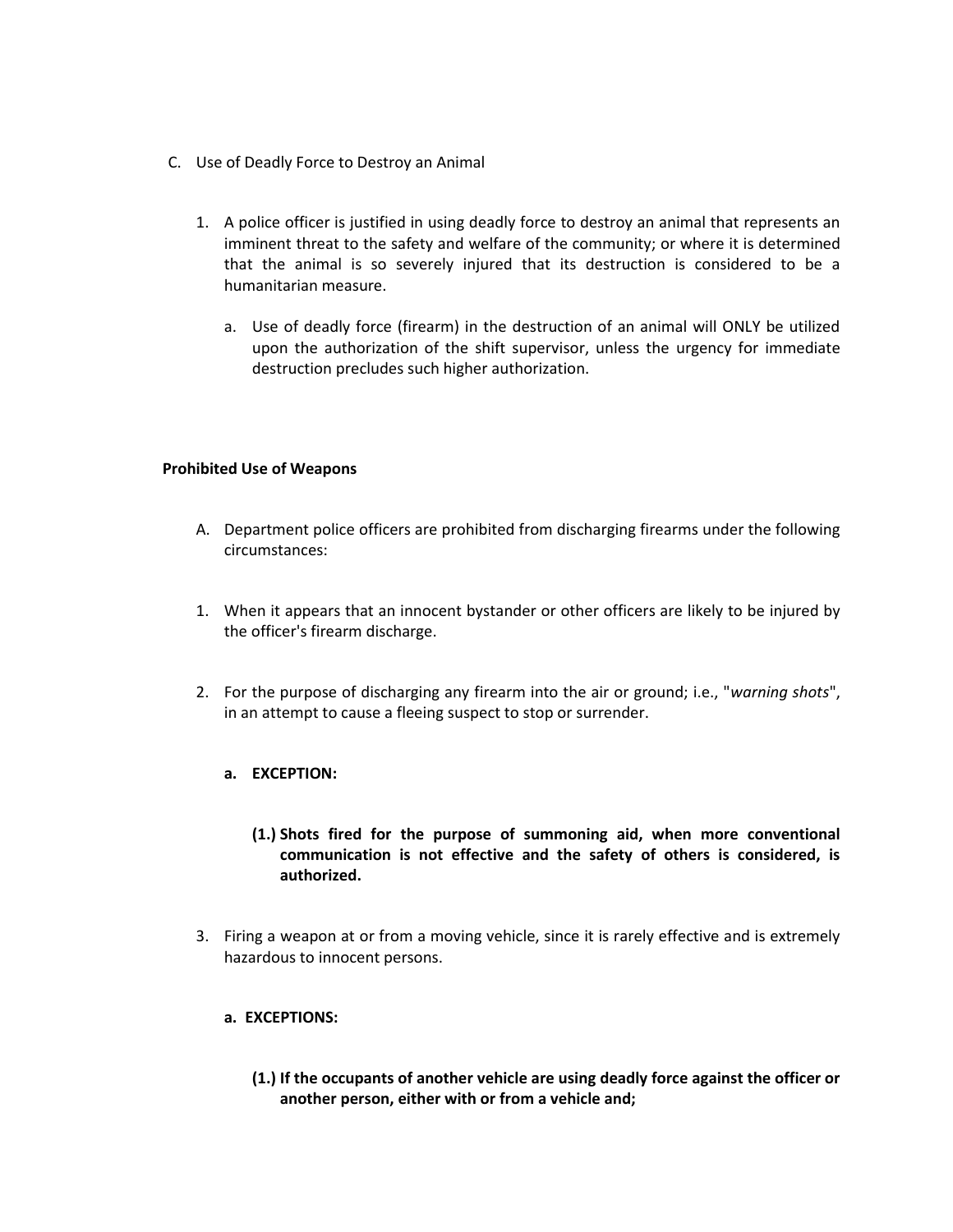C. Use of Deadly Force to Destroy an Animal

1. A police officer is justified in using deadly force to destroy an animal that represents an imminent threat to the safety and welfare of the community; or where it is determined that the animal is so severely injured that its destruction is considered to be a humanitarian measure.

   a. Use of deadly force (firearm) in the destruction of an animal will ONLY be utilized upon the authorization of the shift supervisor, unless the urgency for immediate destruction precludes such higher authorization.

**Prohibited Use of Weapons**

A. Department police officers are prohibited from discharging firearms under the following circumstances:

1. When it appears that an innocent bystander or other officers are likely to be injured by the officer's firearm discharge.

2. For the purpose of discharging any firearm into the air or ground; i.e., "*warning shots*", in an attempt to cause a fleeing suspect to stop or surrender.

   **a. EXCEPTION:**

   **(1.) Shots fired for the purpose of summoning aid, when more conventional communication is not effective and the safety of others is considered, is authorized.**

3. Firing a weapon at or from a moving vehicle, since it is rarely effective and is extremely hazardous to innocent persons.

   **a. EXCEPTIONS:**

   **(1.) If the occupants of another vehicle are using deadly force against the officer or another person, either with or from a vehicle and;**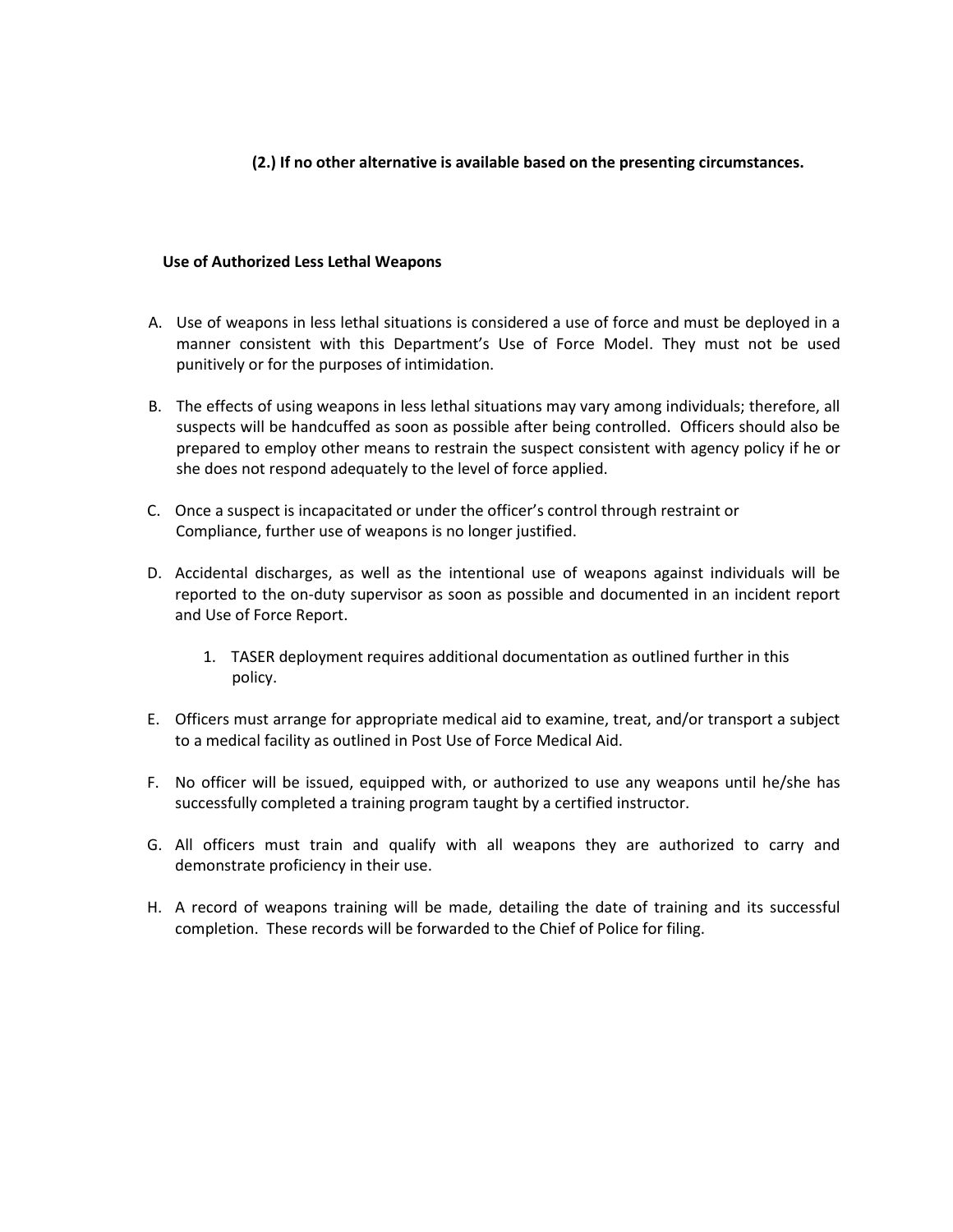**(2.) If no other alternative is available based on the presenting circumstances.**

**Use of Authorized Less Lethal Weapons**

A. Use of weapons in less lethal situations is considered a use of force and must be deployed in a manner consistent with this Department's Use of Force Model. They must not be used punitively or for the purposes of intimidation.

B. The effects of using weapons in less lethal situations may vary among individuals; therefore, all suspects will be handcuffed as soon as possible after being controlled. Officers should also be prepared to employ other means to restrain the suspect consistent with agency policy if he or she does not respond adequately to the level of force applied.

C. Once a suspect is incapacitated or under the officer's control through restraint or Compliance, further use of weapons is no longer justified.

D. Accidental discharges, as well as the intentional use of weapons against individuals will be reported to the on-duty supervisor as soon as possible and documented in an incident report and Use of Force Report.

    1. TASER deployment requires additional documentation as outlined further in this policy.

E. Officers must arrange for appropriate medical aid to examine, treat, and/or transport a subject to a medical facility as outlined in Post Use of Force Medical Aid.

F. No officer will be issued, equipped with, or authorized to use any weapons until he/she has successfully completed a training program taught by a certified instructor.

G. All officers must train and qualify with all weapons they are authorized to carry and demonstrate proficiency in their use.

H. A record of weapons training will be made, detailing the date of training and its successful completion. These records will be forwarded to the Chief of Police for filing.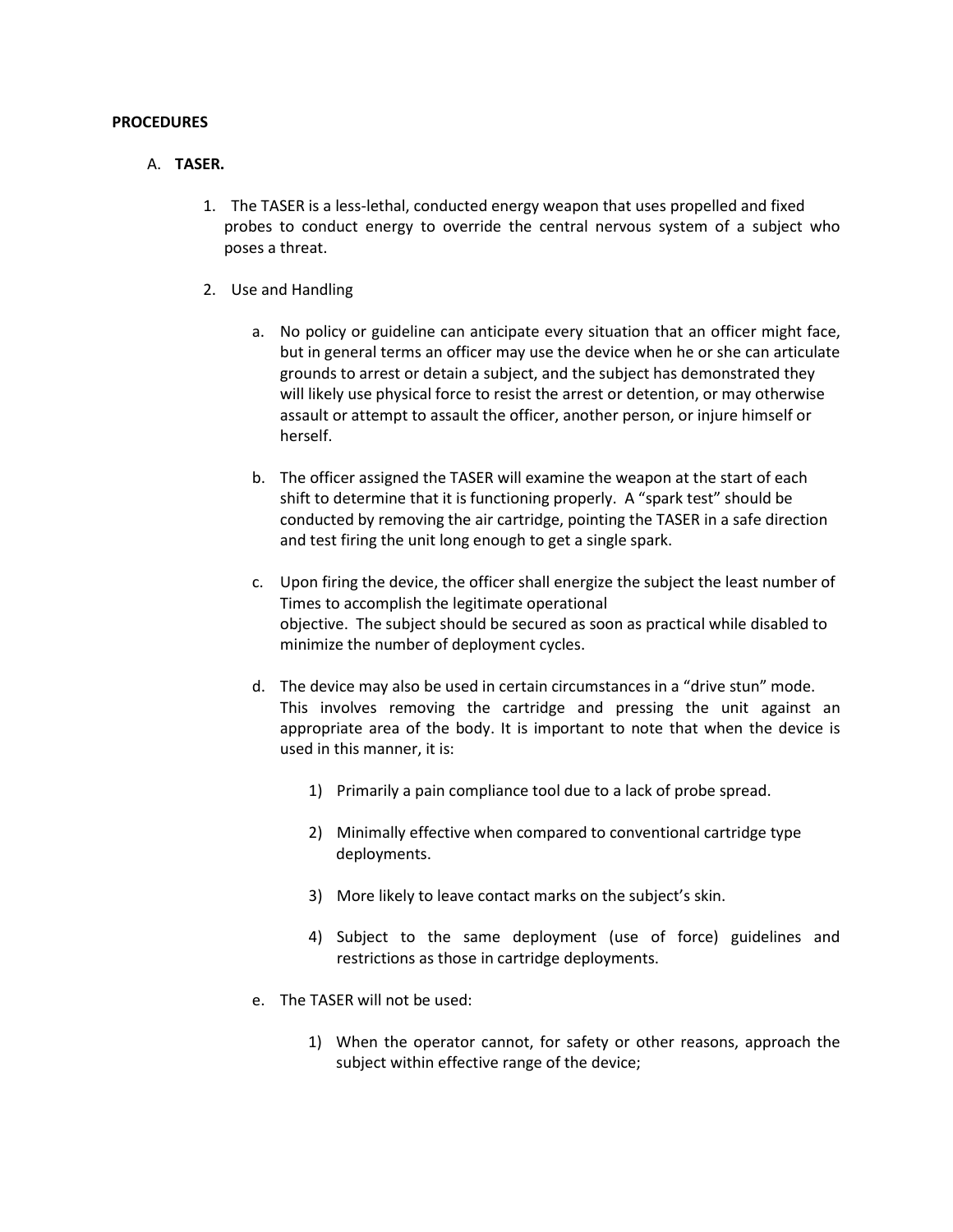**PROCEDURES**

A. **TASER.**

1. The TASER is a less-lethal, conducted energy weapon that uses propelled and fixed probes to conduct energy to override the central nervous system of a subject who poses a threat.

2. Use and Handling

   a. No policy or guideline can anticipate every situation that an officer might face, but in general terms an officer may use the device when he or she can articulate grounds to arrest or detain a subject, and the subject has demonstrated they will likely use physical force to resist the arrest or detention, or may otherwise assault or attempt to assault the officer, another person, or injure himself or herself.

   b. The officer assigned the TASER will examine the weapon at the start of each shift to determine that it is functioning properly. A "spark test" should be conducted by removing the air cartridge, pointing the TASER in a safe direction and test firing the unit long enough to get a single spark.

   c. Upon firing the device, the officer shall energize the subject the least number of Times to accomplish the legitimate operational objective. The subject should be secured as soon as practical while disabled to minimize the number of deployment cycles.

   d. The device may also be used in certain circumstances in a "drive stun" mode. This involves removing the cartridge and pressing the unit against an appropriate area of the body. It is important to note that when the device is used in this manner, it is:

      1) Primarily a pain compliance tool due to a lack of probe spread.

      2) Minimally effective when compared to conventional cartridge type deployments.

      3) More likely to leave contact marks on the subject's skin.

      4) Subject to the same deployment (use of force) guidelines and restrictions as those in cartridge deployments.

   e. The TASER will not be used:

      1) When the operator cannot, for safety or other reasons, approach the subject within effective range of the device;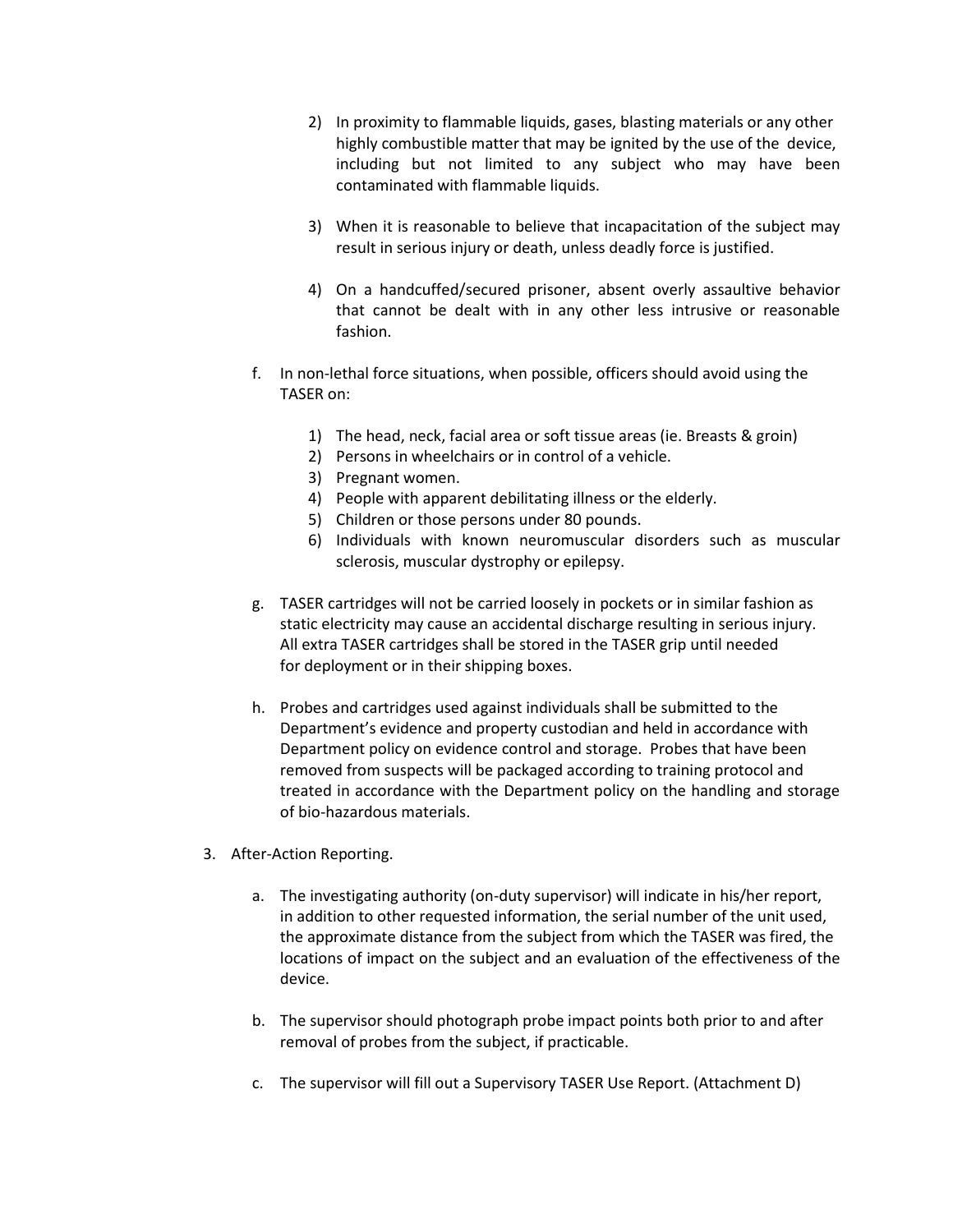2) In proximity to flammable liquids, gases, blasting materials or any other highly combustible matter that may be ignited by the use of the device, including but not limited to any subject who may have been contaminated with flammable liquids.

3) When it is reasonable to believe that incapacitation of the subject may result in serious injury or death, unless deadly force is justified.

4) On a handcuffed/secured prisoner, absent overly assaultive behavior that cannot be dealt with in any other less intrusive or reasonable fashion.

f. In non-lethal force situations, when possible, officers should avoid using the TASER on:

   1) The head, neck, facial area or soft tissue areas (ie. Breasts & groin)
   2) Persons in wheelchairs or in control of a vehicle.
   3) Pregnant women.
   4) People with apparent debilitating illness or the elderly.
   5) Children or those persons under 80 pounds.
   6) Individuals with known neuromuscular disorders such as muscular sclerosis, muscular dystrophy or epilepsy.

g. TASER cartridges will not be carried loosely in pockets or in similar fashion as static electricity may cause an accidental discharge resulting in serious injury. All extra TASER cartridges shall be stored in the TASER grip until needed for deployment or in their shipping boxes.

h. Probes and cartridges used against individuals shall be submitted to the Department's evidence and property custodian and held in accordance with Department policy on evidence control and storage. Probes that have been removed from suspects will be packaged according to training protocol and treated in accordance with the Department policy on the handling and storage of bio-hazardous materials.

3. After-Action Reporting.

   a. The investigating authority (on-duty supervisor) will indicate in his/her report, in addition to other requested information, the serial number of the unit used, the approximate distance from the subject from which the TASER was fired, the locations of impact on the subject and an evaluation of the effectiveness of the device.

   b. The supervisor should photograph probe impact points both prior to and after removal of probes from the subject, if practicable.

   c. The supervisor will fill out a Supervisory TASER Use Report. (Attachment D)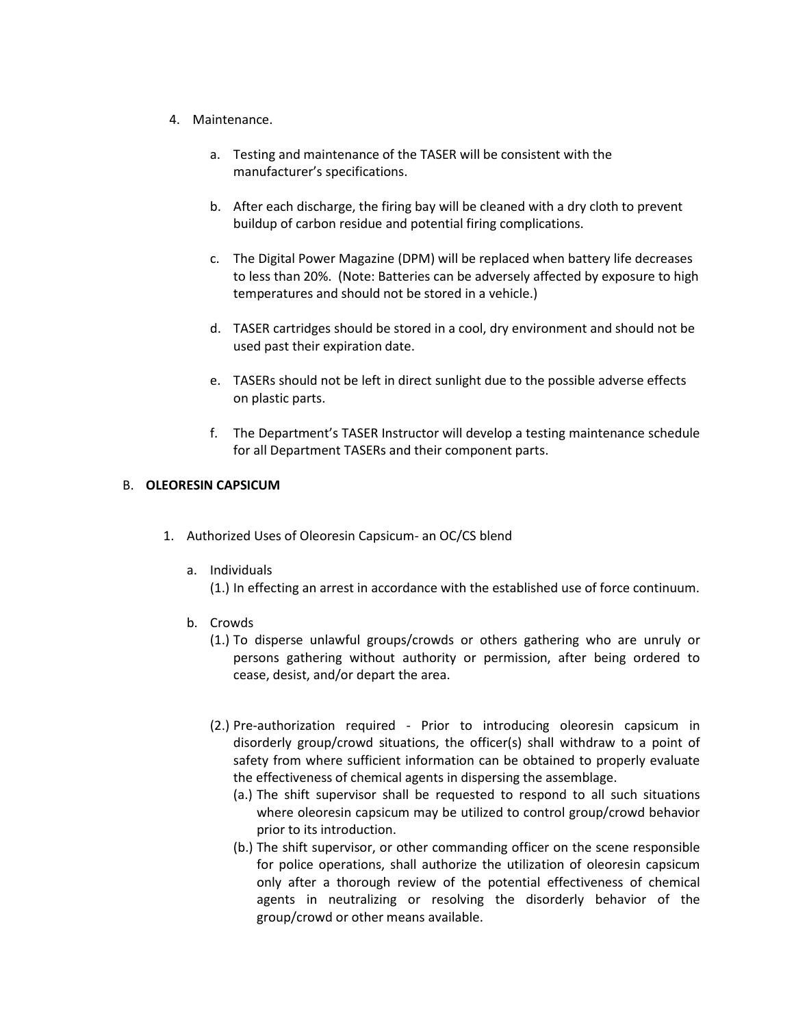4. Maintenance.

   a. Testing and maintenance of the TASER will be consistent with the manufacturer's specifications.

   b. After each discharge, the firing bay will be cleaned with a dry cloth to prevent buildup of carbon residue and potential firing complications.

   c. The Digital Power Magazine (DPM) will be replaced when battery life decreases to less than 20%. (Note: Batteries can be adversely affected by exposure to high temperatures and should not be stored in a vehicle.)

   d. TASER cartridges should be stored in a cool, dry environment and should not be used past their expiration date.

   e. TASERs should not be left in direct sunlight due to the possible adverse effects on plastic parts.

   f. The Department's TASER Instructor will develop a testing maintenance schedule for all Department TASERs and their component parts.

B. **OLEORESIN CAPSICUM**

1. Authorized Uses of Oleoresin Capsicum- an OC/CS blend

   a. Individuals

      (1.) In effecting an arrest in accordance with the established use of force continuum.

   b. Crowds

      (1.) To disperse unlawful groups/crowds or others gathering who are unruly or persons gathering without authority or permission, after being ordered to cease, desist, and/or depart the area.

      (2.) Pre-authorization required - Prior to introducing oleoresin capsicum in disorderly group/crowd situations, the officer(s) shall withdraw to a point of safety from where sufficient information can be obtained to properly evaluate the effectiveness of chemical agents in dispersing the assemblage.

         (a.) The shift supervisor shall be requested to respond to all such situations where oleoresin capsicum may be utilized to control group/crowd behavior prior to its introduction.

         (b.) The shift supervisor, or other commanding officer on the scene responsible for police operations, shall authorize the utilization of oleoresin capsicum only after a thorough review of the potential effectiveness of chemical agents in neutralizing or resolving the disorderly behavior of the group/crowd or other means available.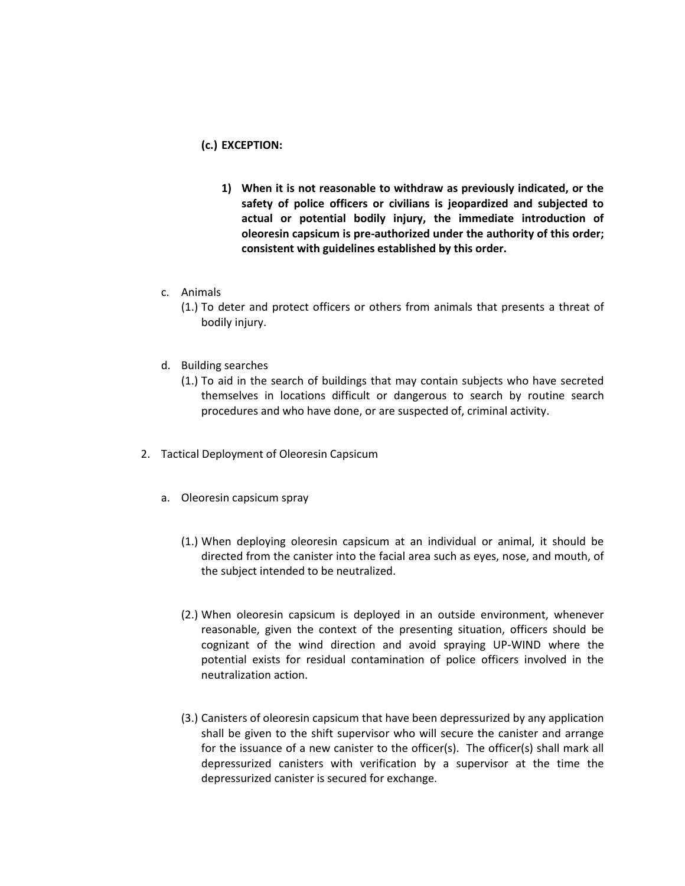**(c.) EXCEPTION:**

**1) When it is not reasonable to withdraw as previously indicated, or the safety of police officers or civilians is jeopardized and subjected to actual or potential bodily injury, the immediate introduction of oleoresin capsicum is pre-authorized under the authority of this order; consistent with guidelines established by this order.**

c. Animals

(1.) To deter and protect officers or others from animals that presents a threat of bodily injury.

d. Building searches

(1.) To aid in the search of buildings that may contain subjects who have secreted themselves in locations difficult or dangerous to search by routine search procedures and who have done, or are suspected of, criminal activity.

2. Tactical Deployment of Oleoresin Capsicum

a. Oleoresin capsicum spray

(1.) When deploying oleoresin capsicum at an individual or animal, it should be directed from the canister into the facial area such as eyes, nose, and mouth, of the subject intended to be neutralized.

(2.) When oleoresin capsicum is deployed in an outside environment, whenever reasonable, given the context of the presenting situation, officers should be cognizant of the wind direction and avoid spraying UP-WIND where the potential exists for residual contamination of police officers involved in the neutralization action.

(3.) Canisters of oleoresin capsicum that have been depressurized by any application shall be given to the shift supervisor who will secure the canister and arrange for the issuance of a new canister to the officer(s). The officer(s) shall mark all depressurized canisters with verification by a supervisor at the time the depressurized canister is secured for exchange.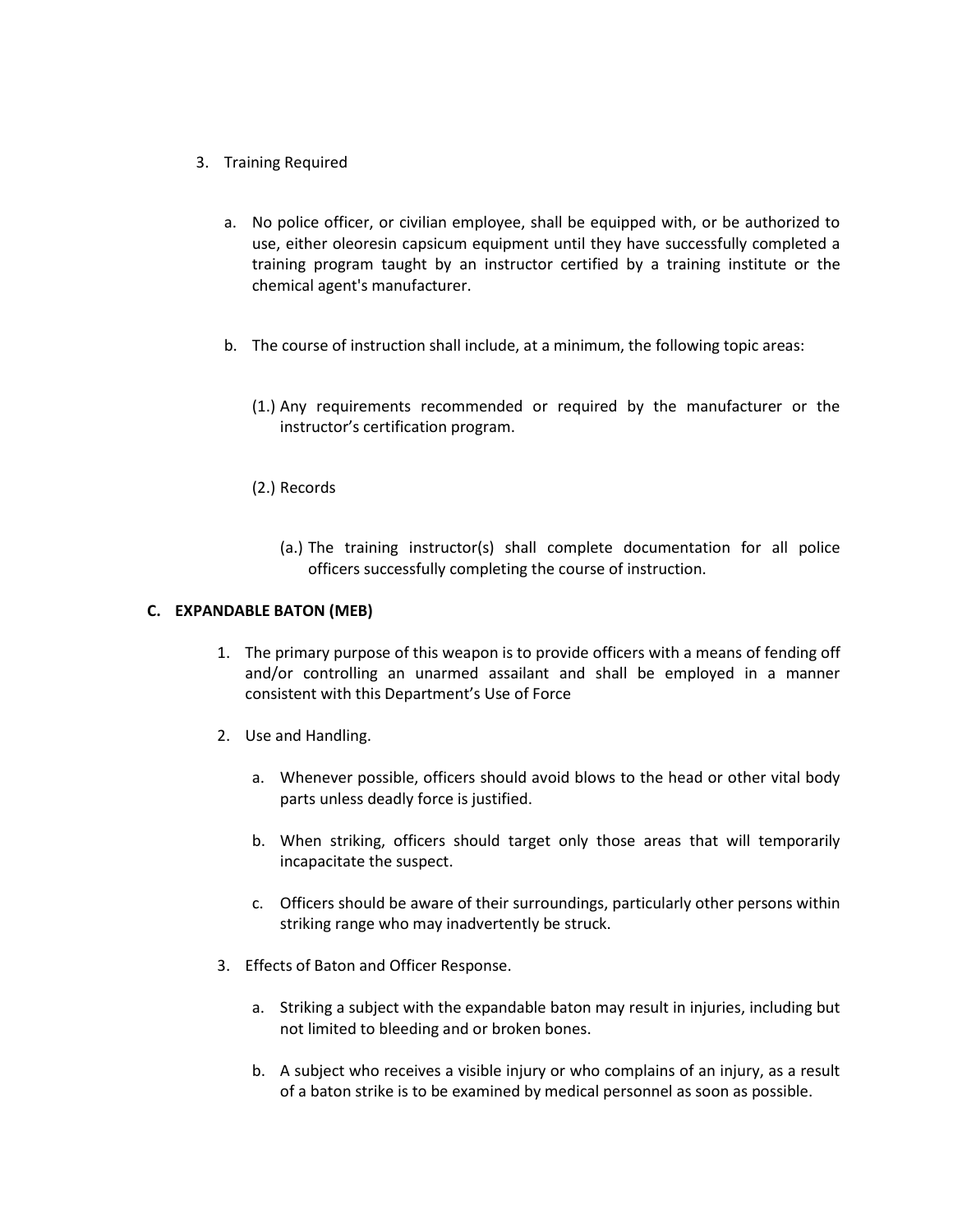3. Training Required

   a. No police officer, or civilian employee, shall be equipped with, or be authorized to use, either oleoresin capsicum equipment until they have successfully completed a training program taught by an instructor certified by a training institute or the chemical agent's manufacturer.

   b. The course of instruction shall include, at a minimum, the following topic areas:

      (1.) Any requirements recommended or required by the manufacturer or the instructor's certification program.

      (2.) Records

         (a.) The training instructor(s) shall complete documentation for all police officers successfully completing the course of instruction.

**C. EXPANDABLE BATON (MEB)**

1. The primary purpose of this weapon is to provide officers with a means of fending off and/or controlling an unarmed assailant and shall be employed in a manner consistent with this Department's Use of Force

2. Use and Handling.

   a. Whenever possible, officers should avoid blows to the head or other vital body parts unless deadly force is justified.

   b. When striking, officers should target only those areas that will temporarily incapacitate the suspect.

   c. Officers should be aware of their surroundings, particularly other persons within striking range who may inadvertently be struck.

3. Effects of Baton and Officer Response.

   a. Striking a subject with the expandable baton may result in injuries, including but not limited to bleeding and or broken bones.

   b. A subject who receives a visible injury or who complains of an injury, as a result of a baton strike is to be examined by medical personnel as soon as possible.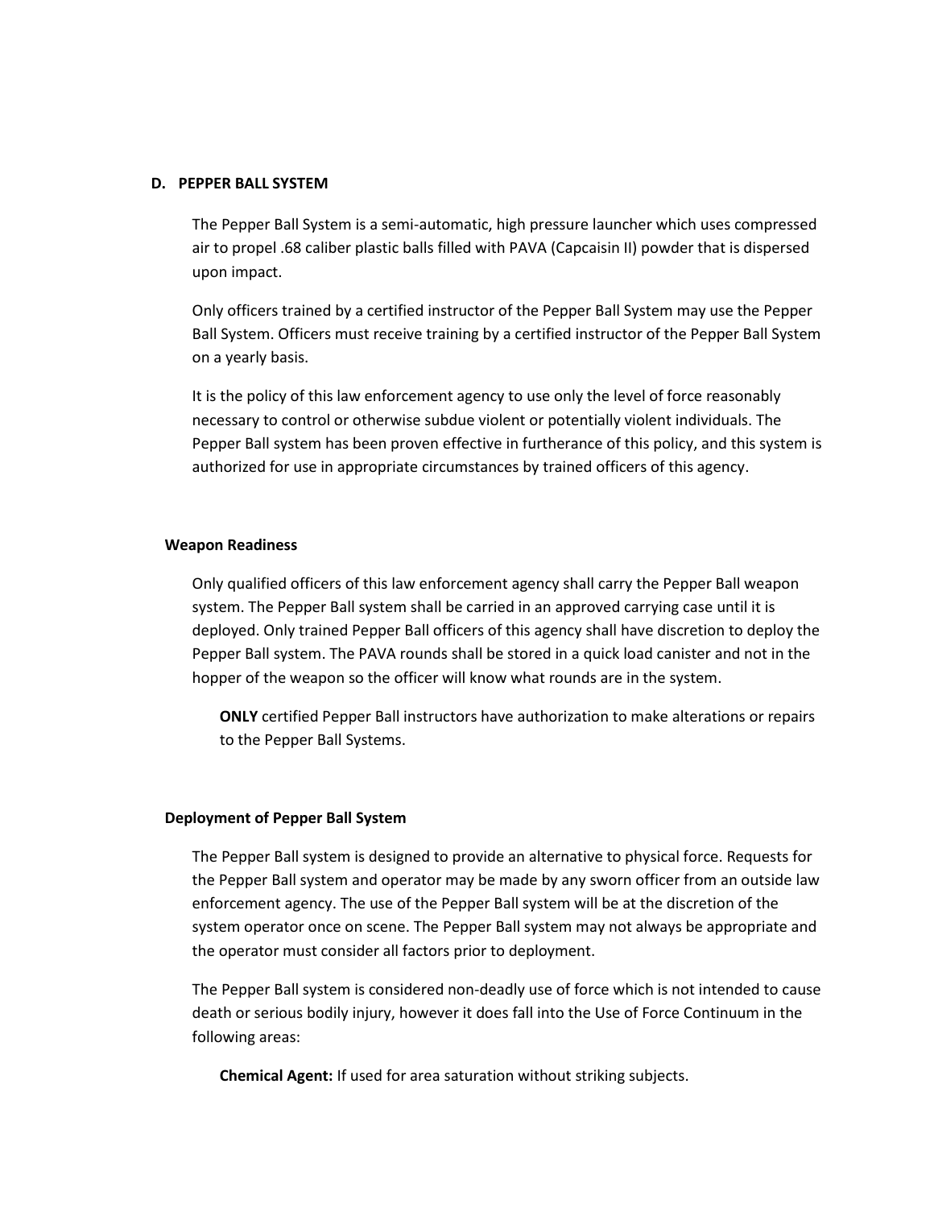## D. PEPPER BALL SYSTEM

The Pepper Ball System is a semi-automatic, high pressure launcher which uses compressed air to propel .68 caliber plastic balls filled with PAVA (Capcaisin II) powder that is dispersed upon impact.

Only officers trained by a certified instructor of the Pepper Ball System may use the Pepper Ball System. Officers must receive training by a certified instructor of the Pepper Ball System on a yearly basis.

It is the policy of this law enforcement agency to use only the level of force reasonably necessary to control or otherwise subdue violent or potentially violent individuals. The Pepper Ball system has been proven effective in furtherance of this policy, and this system is authorized for use in appropriate circumstances by trained officers of this agency.

### Weapon Readiness

Only qualified officers of this law enforcement agency shall carry the Pepper Ball weapon system. The Pepper Ball system shall be carried in an approved carrying case until it is deployed. Only trained Pepper Ball officers of this agency shall have discretion to deploy the Pepper Ball system. The PAVA rounds shall be stored in a quick load canister and not in the hopper of the weapon so the officer will know what rounds are in the system.

**ONLY** certified Pepper Ball instructors have authorization to make alterations or repairs to the Pepper Ball Systems.

### Deployment of Pepper Ball System

The Pepper Ball system is designed to provide an alternative to physical force. Requests for the Pepper Ball system and operator may be made by any sworn officer from an outside law enforcement agency. The use of the Pepper Ball system will be at the discretion of the system operator once on scene. The Pepper Ball system may not always be appropriate and the operator must consider all factors prior to deployment.

The Pepper Ball system is considered non-deadly use of force which is not intended to cause death or serious bodily injury, however it does fall into the Use of Force Continuum in the following areas:

**Chemical Agent:** If used for area saturation without striking subjects.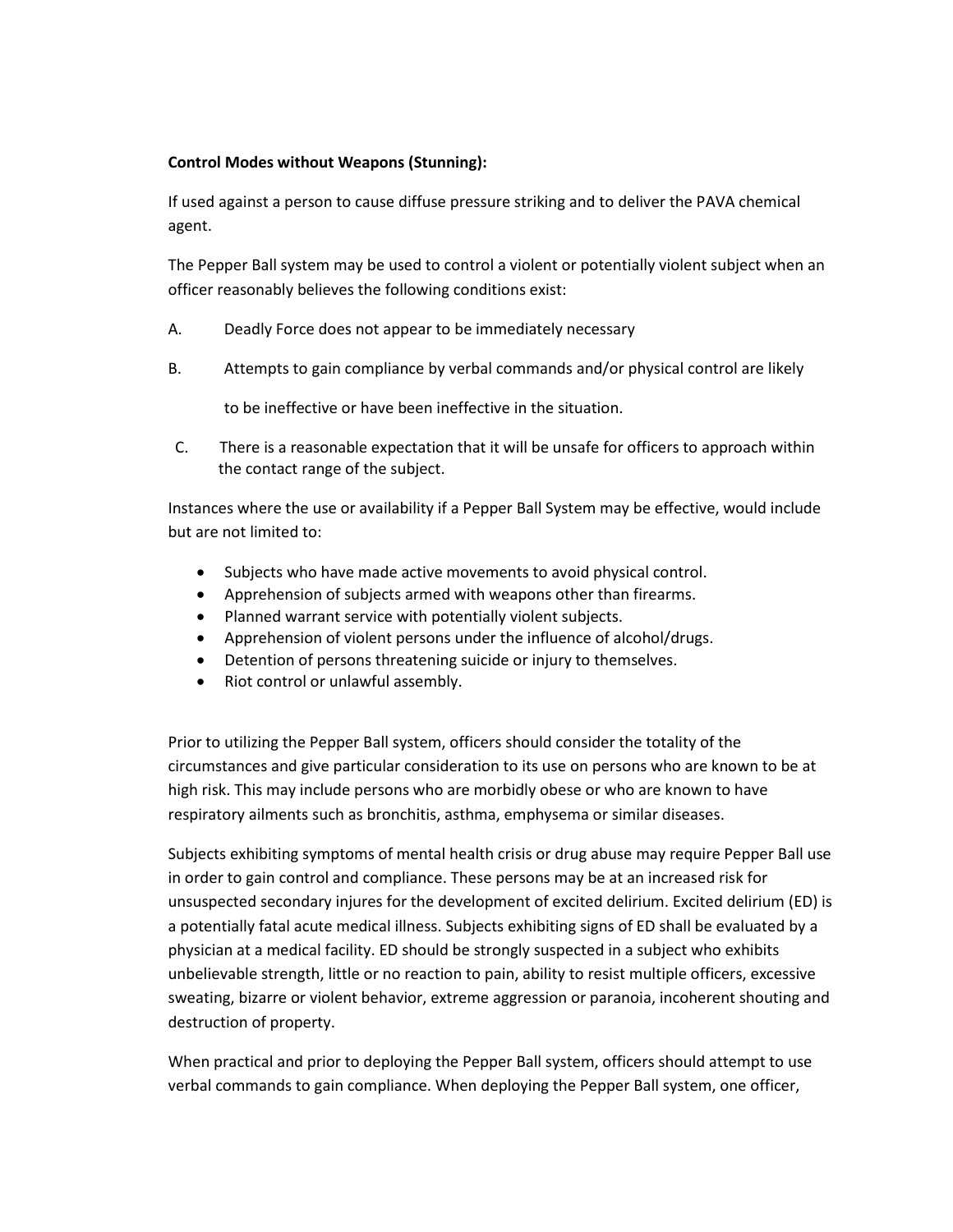**Control Modes without Weapons (Stunning):**

If used against a person to cause diffuse pressure striking and to deliver the PAVA chemical agent.

The Pepper Ball system may be used to control a violent or potentially violent subject when an officer reasonably believes the following conditions exist:

A. Deadly Force does not appear to be immediately necessary

B. Attempts to gain compliance by verbal commands and/or physical control are likely to be ineffective or have been ineffective in the situation.

C. There is a reasonable expectation that it will be unsafe for officers to approach within the contact range of the subject.

Instances where the use or availability if a Pepper Ball System may be effective, would include but are not limited to:

- Subjects who have made active movements to avoid physical control.
- Apprehension of subjects armed with weapons other than firearms.
- Planned warrant service with potentially violent subjects.
- Apprehension of violent persons under the influence of alcohol/drugs.
- Detention of persons threatening suicide or injury to themselves.
- Riot control or unlawful assembly.

Prior to utilizing the Pepper Ball system, officers should consider the totality of the circumstances and give particular consideration to its use on persons who are known to be at high risk. This may include persons who are morbidly obese or who are known to have respiratory ailments such as bronchitis, asthma, emphysema or similar diseases.

Subjects exhibiting symptoms of mental health crisis or drug abuse may require Pepper Ball use in order to gain control and compliance. These persons may be at an increased risk for unsuspected secondary injures for the development of excited delirium. Excited delirium (ED) is a potentially fatal acute medical illness. Subjects exhibiting signs of ED shall be evaluated by a physician at a medical facility. ED should be strongly suspected in a subject who exhibits unbelievable strength, little or no reaction to pain, ability to resist multiple officers, excessive sweating, bizarre or violent behavior, extreme aggression or paranoia, incoherent shouting and destruction of property.

When practical and prior to deploying the Pepper Ball system, officers should attempt to use verbal commands to gain compliance. When deploying the Pepper Ball system, one officer,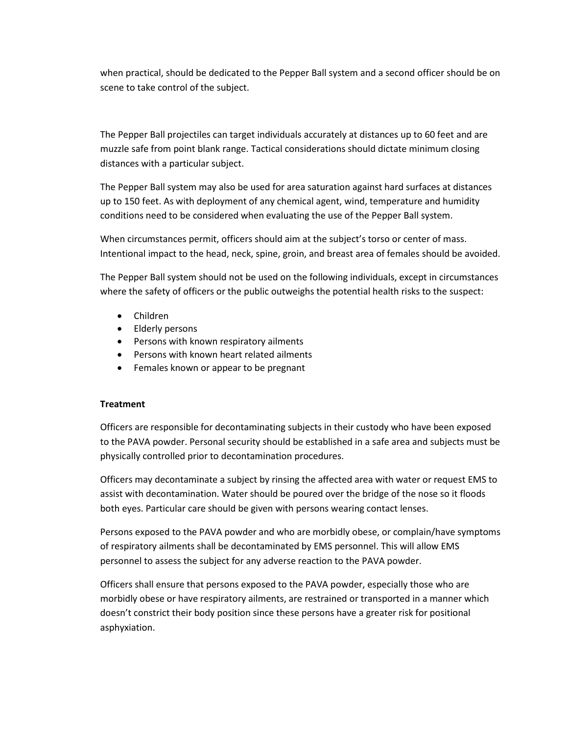when practical, should be dedicated to the Pepper Ball system and a second officer should be on scene to take control of the subject.

The Pepper Ball projectiles can target individuals accurately at distances up to 60 feet and are muzzle safe from point blank range. Tactical considerations should dictate minimum closing distances with a particular subject.

The Pepper Ball system may also be used for area saturation against hard surfaces at distances up to 150 feet. As with deployment of any chemical agent, wind, temperature and humidity conditions need to be considered when evaluating the use of the Pepper Ball system.

When circumstances permit, officers should aim at the subject's torso or center of mass. Intentional impact to the head, neck, spine, groin, and breast area of females should be avoided.

The Pepper Ball system should not be used on the following individuals, except in circumstances where the safety of officers or the public outweighs the potential health risks to the suspect:

- Children
- Elderly persons
- Persons with known respiratory ailments
- Persons with known heart related ailments
- Females known or appear to be pregnant

**Treatment**

Officers are responsible for decontaminating subjects in their custody who have been exposed to the PAVA powder. Personal security should be established in a safe area and subjects must be physically controlled prior to decontamination procedures.

Officers may decontaminate a subject by rinsing the affected area with water or request EMS to assist with decontamination. Water should be poured over the bridge of the nose so it floods both eyes. Particular care should be given with persons wearing contact lenses.

Persons exposed to the PAVA powder and who are morbidly obese, or complain/have symptoms of respiratory ailments shall be decontaminated by EMS personnel. This will allow EMS personnel to assess the subject for any adverse reaction to the PAVA powder.

Officers shall ensure that persons exposed to the PAVA powder, especially those who are morbidly obese or have respiratory ailments, are restrained or transported in a manner which doesn't constrict their body position since these persons have a greater risk for positional asphyxiation.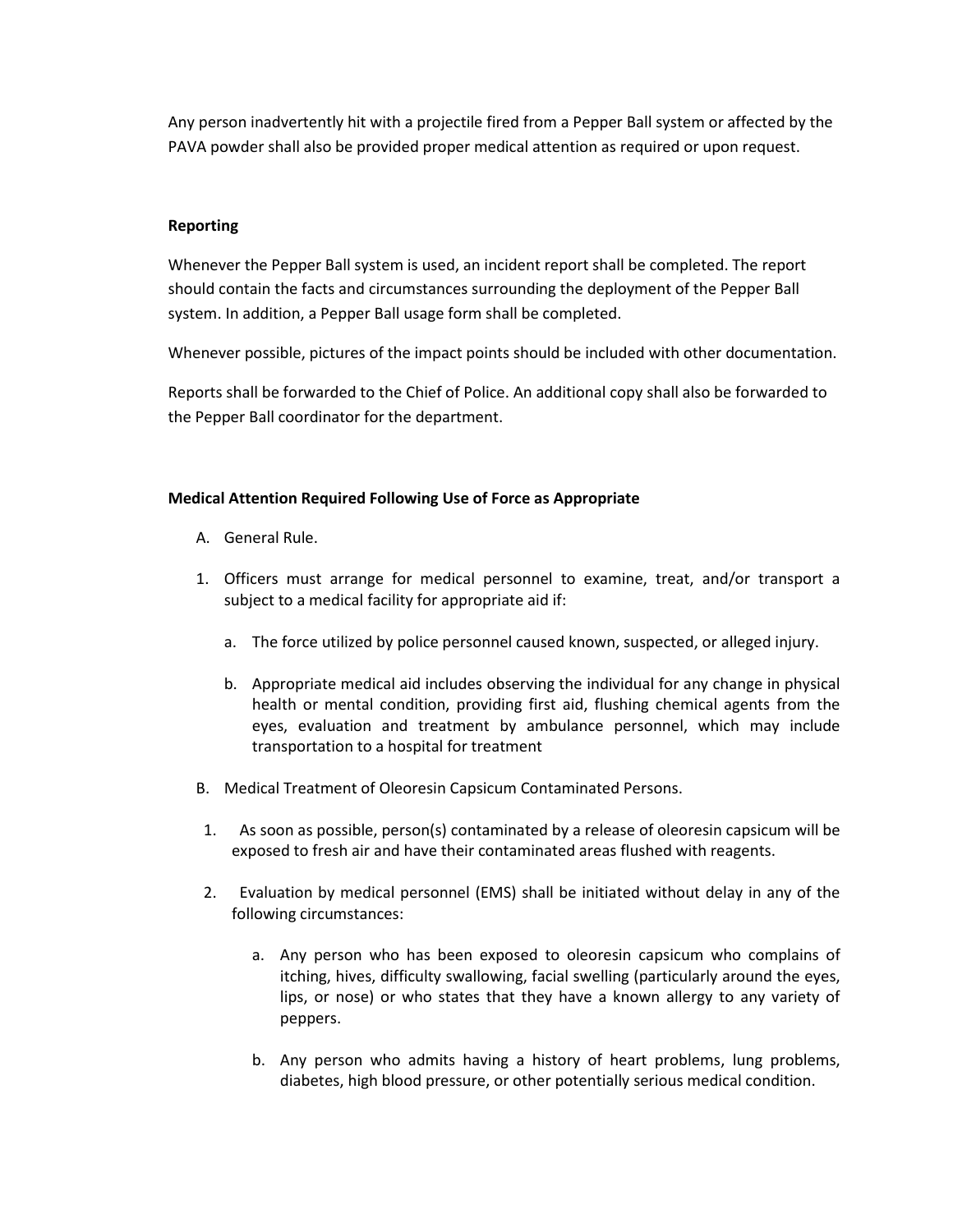Any person inadvertently hit with a projectile fired from a Pepper Ball system or affected by the PAVA powder shall also be provided proper medical attention as required or upon request.

**Reporting**

Whenever the Pepper Ball system is used, an incident report shall be completed. The report should contain the facts and circumstances surrounding the deployment of the Pepper Ball system. In addition, a Pepper Ball usage form shall be completed.

Whenever possible, pictures of the impact points should be included with other documentation.

Reports shall be forwarded to the Chief of Police. An additional copy shall also be forwarded to the Pepper Ball coordinator for the department.

**Medical Attention Required Following Use of Force as Appropriate**

A. General Rule.

1. Officers must arrange for medical personnel to examine, treat, and/or transport a subject to a medical facility for appropriate aid if:

   a. The force utilized by police personnel caused known, suspected, or alleged injury.

   b. Appropriate medical aid includes observing the individual for any change in physical health or mental condition, providing first aid, flushing chemical agents from the eyes, evaluation and treatment by ambulance personnel, which may include transportation to a hospital for treatment

B. Medical Treatment of Oleoresin Capsicum Contaminated Persons.

1. As soon as possible, person(s) contaminated by a release of oleoresin capsicum will be exposed to fresh air and have their contaminated areas flushed with reagents.

2. Evaluation by medical personnel (EMS) shall be initiated without delay in any of the following circumstances:

   a. Any person who has been exposed to oleoresin capsicum who complains of itching, hives, difficulty swallowing, facial swelling (particularly around the eyes, lips, or nose) or who states that they have a known allergy to any variety of peppers.

   b. Any person who admits having a history of heart problems, lung problems, diabetes, high blood pressure, or other potentially serious medical condition.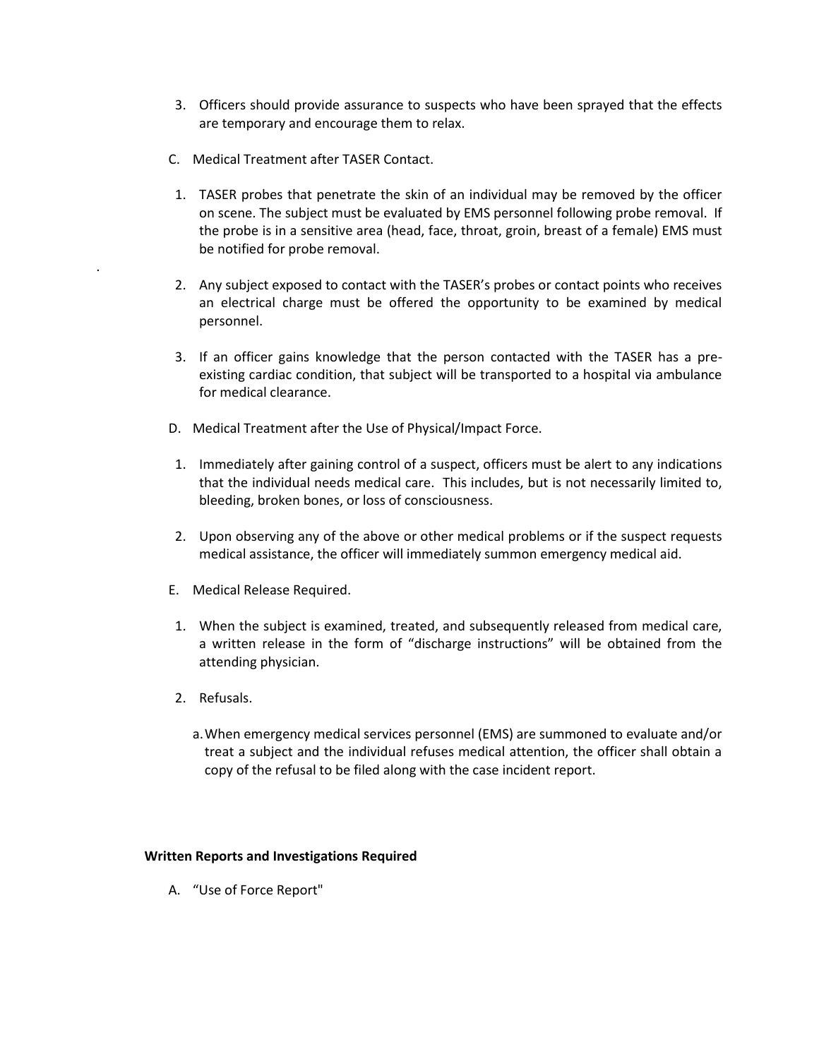3. Officers should provide assurance to suspects who have been sprayed that the effects are temporary and encourage them to relax.

C. Medical Treatment after TASER Contact.

1. TASER probes that penetrate the skin of an individual may be removed by the officer on scene. The subject must be evaluated by EMS personnel following probe removal. If the probe is in a sensitive area (head, face, throat, groin, breast of a female) EMS must be notified for probe removal.

2. Any subject exposed to contact with the TASER's probes or contact points who receives an electrical charge must be offered the opportunity to be examined by medical personnel.

3. If an officer gains knowledge that the person contacted with the TASER has a pre-existing cardiac condition, that subject will be transported to a hospital via ambulance for medical clearance.

D. Medical Treatment after the Use of Physical/Impact Force.

1. Immediately after gaining control of a suspect, officers must be alert to any indications that the individual needs medical care. This includes, but is not necessarily limited to, bleeding, broken bones, or loss of consciousness.

2. Upon observing any of the above or other medical problems or if the suspect requests medical assistance, the officer will immediately summon emergency medical aid.

E. Medical Release Required.

1. When the subject is examined, treated, and subsequently released from medical care, a written release in the form of "discharge instructions" will be obtained from the attending physician.

2. Refusals.

   a. When emergency medical services personnel (EMS) are summoned to evaluate and/or treat a subject and the individual refuses medical attention, the officer shall obtain a copy of the refusal to be filed along with the case incident report.

**Written Reports and Investigations Required**

A. "Use of Force Report"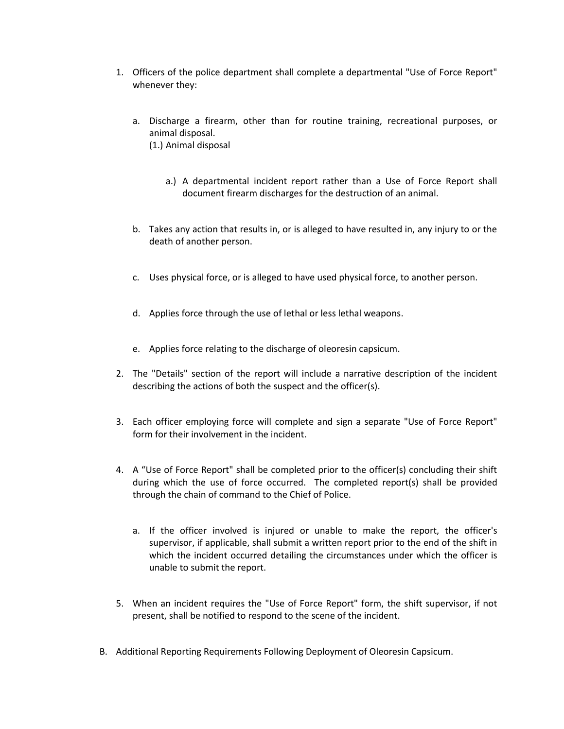1. Officers of the police department shall complete a departmental "Use of Force Report" whenever they:

    a. Discharge a firearm, other than for routine training, recreational purposes, or animal disposal.
    (1.) Animal disposal

        a.) A departmental incident report rather than a Use of Force Report shall document firearm discharges for the destruction of an animal.

    b. Takes any action that results in, or is alleged to have resulted in, any injury to or the death of another person.

    c. Uses physical force, or is alleged to have used physical force, to another person.

    d. Applies force through the use of lethal or less lethal weapons.

    e. Applies force relating to the discharge of oleoresin capsicum.

2. The "Details" section of the report will include a narrative description of the incident describing the actions of both the suspect and the officer(s).

3. Each officer employing force will complete and sign a separate "Use of Force Report" form for their involvement in the incident.

4. A "Use of Force Report" shall be completed prior to the officer(s) concluding their shift during which the use of force occurred. The completed report(s) shall be provided through the chain of command to the Chief of Police.

    a. If the officer involved is injured or unable to make the report, the officer's supervisor, if applicable, shall submit a written report prior to the end of the shift in which the incident occurred detailing the circumstances under which the officer is unable to submit the report.

5. When an incident requires the "Use of Force Report" form, the shift supervisor, if not present, shall be notified to respond to the scene of the incident.

B. Additional Reporting Requirements Following Deployment of Oleoresin Capsicum.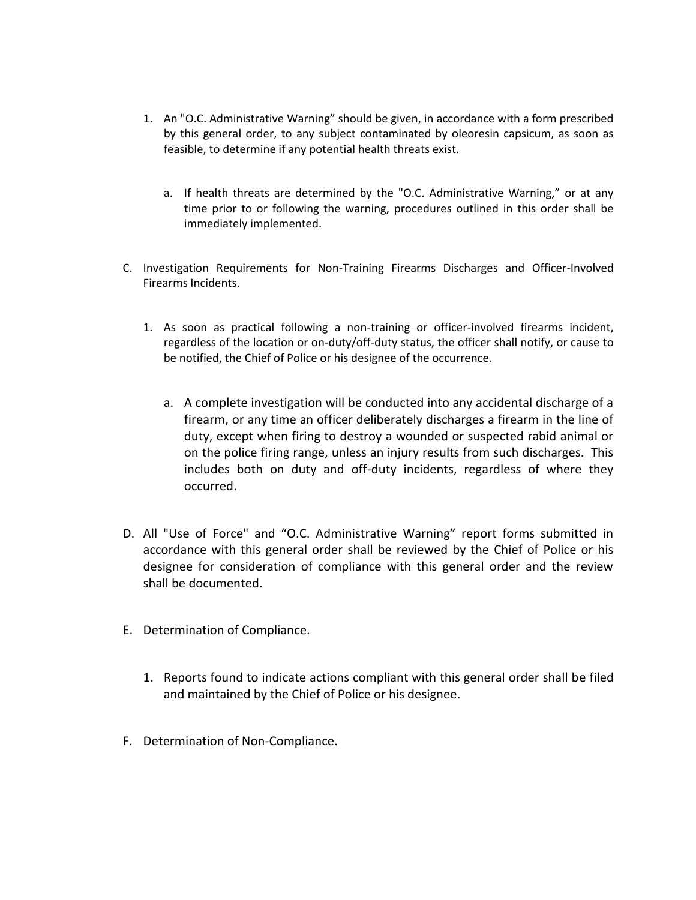1. An "O.C. Administrative Warning" should be given, in accordance with a form prescribed by this general order, to any subject contaminated by oleoresin capsicum, as soon as feasible, to determine if any potential health threats exist.

    a. If health threats are determined by the "O.C. Administrative Warning," or at any time prior to or following the warning, procedures outlined in this order shall be immediately implemented.

C. Investigation Requirements for Non-Training Firearms Discharges and Officer-Involved Firearms Incidents.

1. As soon as practical following a non-training or officer-involved firearms incident, regardless of the location or on-duty/off-duty status, the officer shall notify, or cause to be notified, the Chief of Police or his designee of the occurrence.

    a. A complete investigation will be conducted into any accidental discharge of a firearm, or any time an officer deliberately discharges a firearm in the line of duty, except when firing to destroy a wounded or suspected rabid animal or on the police firing range, unless an injury results from such discharges. This includes both on duty and off-duty incidents, regardless of where they occurred.

D. All "Use of Force" and "O.C. Administrative Warning" report forms submitted in accordance with this general order shall be reviewed by the Chief of Police or his designee for consideration of compliance with this general order and the review shall be documented.

E. Determination of Compliance.

1. Reports found to indicate actions compliant with this general order shall be filed and maintained by the Chief of Police or his designee.

F. Determination of Non-Compliance.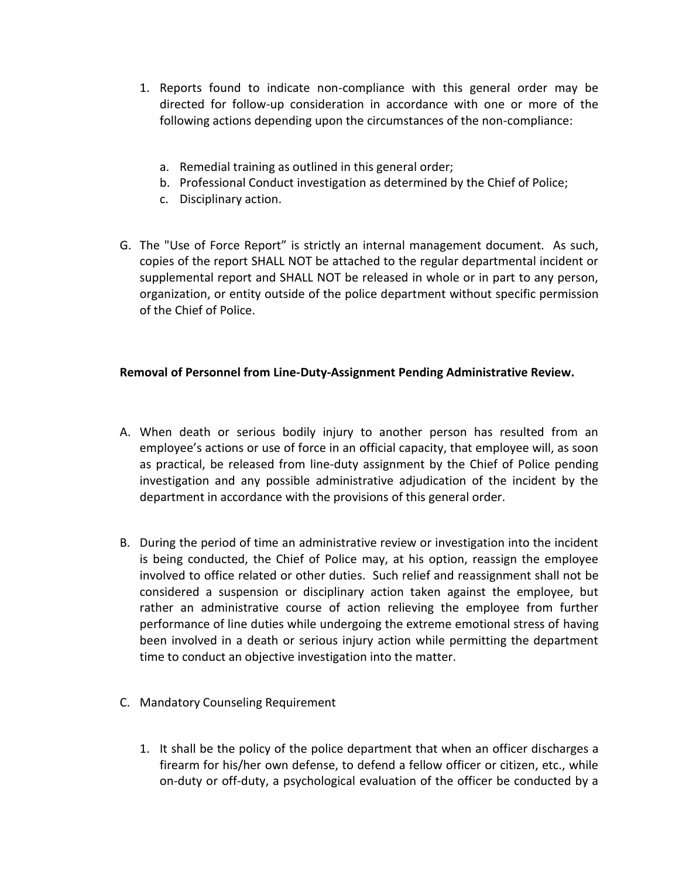1. Reports found to indicate non-compliance with this general order may be directed for follow-up consideration in accordance with one or more of the following actions depending upon the circumstances of the non-compliance:

    a. Remedial training as outlined in this general order;
    b. Professional Conduct investigation as determined by the Chief of Police;
    c. Disciplinary action.

G. The "Use of Force Report" is strictly an internal management document. As such, copies of the report SHALL NOT be attached to the regular departmental incident or supplemental report and SHALL NOT be released in whole or in part to any person, organization, or entity outside of the police department without specific permission of the Chief of Police.

**Removal of Personnel from Line-Duty-Assignment Pending Administrative Review.**

A. When death or serious bodily injury to another person has resulted from an employee's actions or use of force in an official capacity, that employee will, as soon as practical, be released from line-duty assignment by the Chief of Police pending investigation and any possible administrative adjudication of the incident by the department in accordance with the provisions of this general order.

B. During the period of time an administrative review or investigation into the incident is being conducted, the Chief of Police may, at his option, reassign the employee involved to office related or other duties. Such relief and reassignment shall not be considered a suspension or disciplinary action taken against the employee, but rather an administrative course of action relieving the employee from further performance of line duties while undergoing the extreme emotional stress of having been involved in a death or serious injury action while permitting the department time to conduct an objective investigation into the matter.

C. Mandatory Counseling Requirement

    1. It shall be the policy of the police department that when an officer discharges a firearm for his/her own defense, to defend a fellow officer or citizen, etc., while on-duty or off-duty, a psychological evaluation of the officer be conducted by a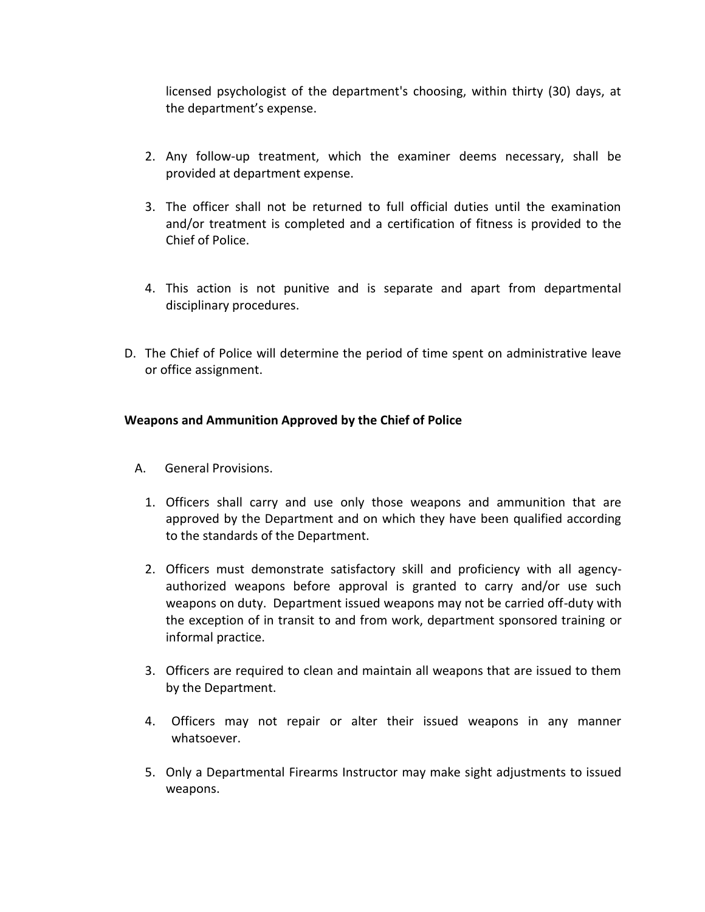licensed psychologist of the department's choosing, within thirty (30) days, at the department's expense.

2. Any follow-up treatment, which the examiner deems necessary, shall be provided at department expense.

3. The officer shall not be returned to full official duties until the examination and/or treatment is completed and a certification of fitness is provided to the Chief of Police.

4. This action is not punitive and is separate and apart from departmental disciplinary procedures.

D. The Chief of Police will determine the period of time spent on administrative leave or office assignment.

**Weapons and Ammunition Approved by the Chief of Police**

A. General Provisions.

1. Officers shall carry and use only those weapons and ammunition that are approved by the Department and on which they have been qualified according to the standards of the Department.

2. Officers must demonstrate satisfactory skill and proficiency with all agency-authorized weapons before approval is granted to carry and/or use such weapons on duty. Department issued weapons may not be carried off-duty with the exception of in transit to and from work, department sponsored training or informal practice.

3. Officers are required to clean and maintain all weapons that are issued to them by the Department.

4. Officers may not repair or alter their issued weapons in any manner whatsoever.

5. Only a Departmental Firearms Instructor may make sight adjustments to issued weapons.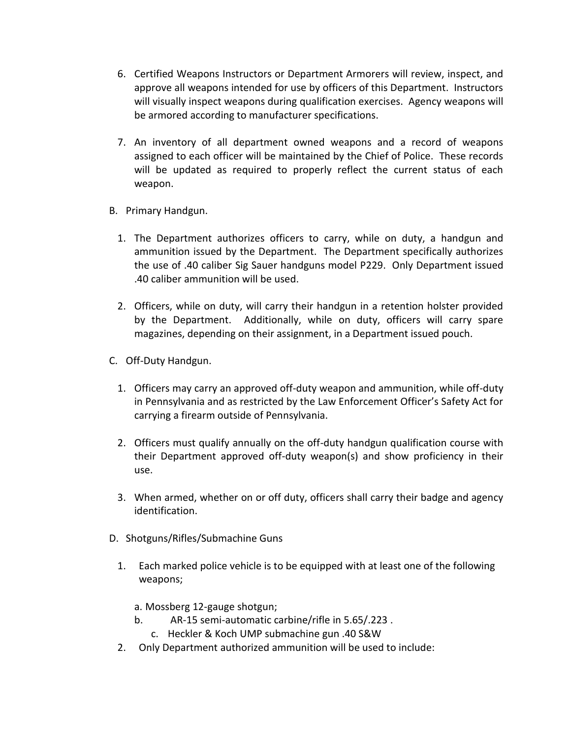6. Certified Weapons Instructors or Department Armorers will review, inspect, and approve all weapons intended for use by officers of this Department. Instructors will visually inspect weapons during qualification exercises. Agency weapons will be armored according to manufacturer specifications.

7. An inventory of all department owned weapons and a record of weapons assigned to each officer will be maintained by the Chief of Police. These records will be updated as required to properly reflect the current status of each weapon.

B. Primary Handgun.

1. The Department authorizes officers to carry, while on duty, a handgun and ammunition issued by the Department. The Department specifically authorizes the use of .40 caliber Sig Sauer handguns model P229. Only Department issued .40 caliber ammunition will be used.

2. Officers, while on duty, will carry their handgun in a retention holster provided by the Department. Additionally, while on duty, officers will carry spare magazines, depending on their assignment, in a Department issued pouch.

C. Off-Duty Handgun.

1. Officers may carry an approved off-duty weapon and ammunition, while off-duty in Pennsylvania and as restricted by the Law Enforcement Officer's Safety Act for carrying a firearm outside of Pennsylvania.

2. Officers must qualify annually on the off-duty handgun qualification course with their Department approved off-duty weapon(s) and show proficiency in their use.

3. When armed, whether on or off duty, officers shall carry their badge and agency identification.

D. Shotguns/Rifles/Submachine Guns

1. Each marked police vehicle is to be equipped with at least one of the following weapons;

   a. Mossberg 12-gauge shotgun;
   b. AR-15 semi-automatic carbine/rifle in 5.65/.223 .
   c. Heckler & Koch UMP submachine gun .40 S&W

2. Only Department authorized ammunition will be used to include: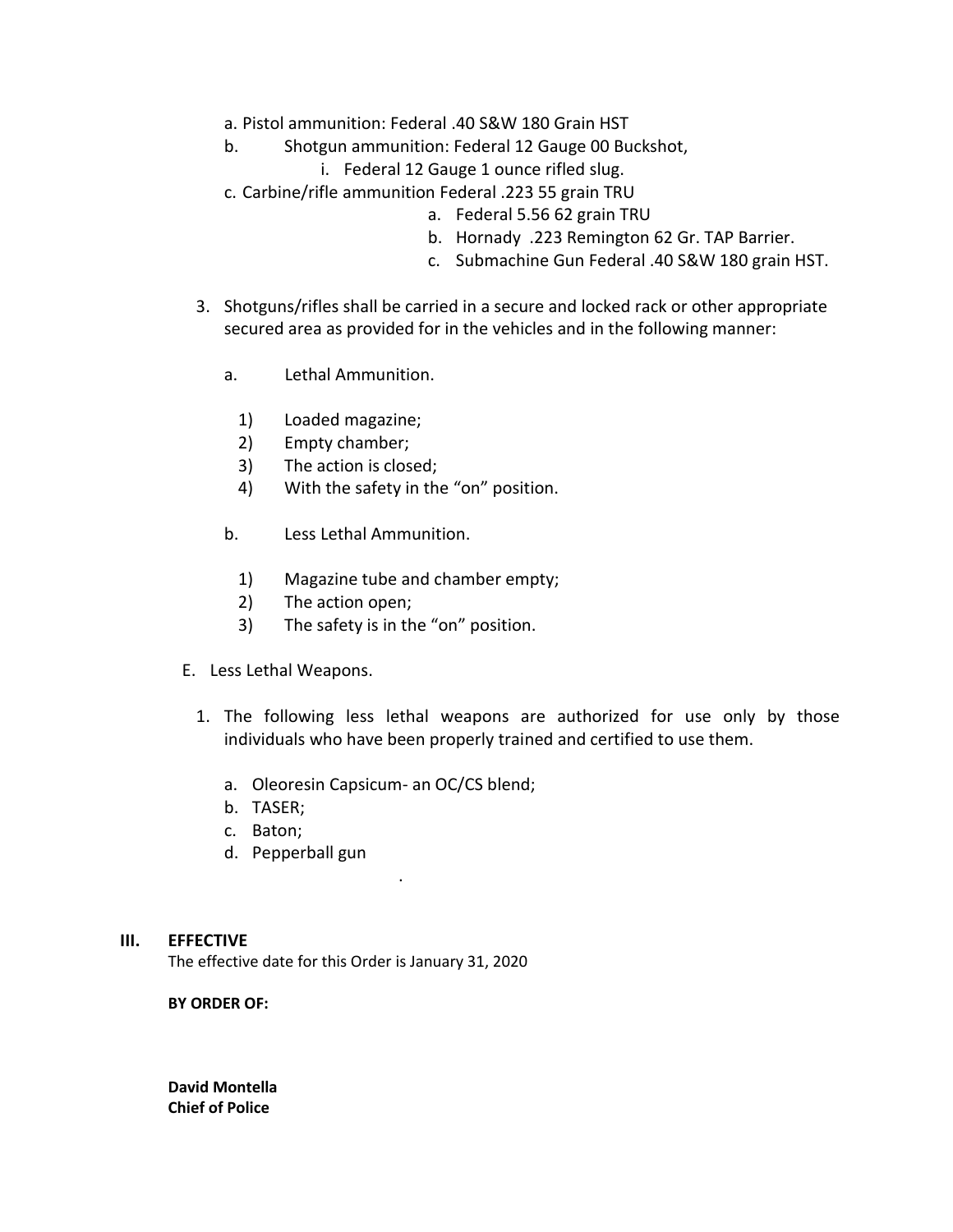a. Pistol ammunition: Federal .40 S&W 180 Grain HST

b. Shotgun ammunition: Federal 12 Gauge 00 Buckshot,

   i. Federal 12 Gauge 1 ounce rifled slug.

c. Carbine/rifle ammunition Federal .223 55 grain TRU

   a. Federal 5.56 62 grain TRU
   b. Hornady .223 Remington 62 Gr. TAP Barrier.
   c. Submachine Gun Federal .40 S&W 180 grain HST.

3. Shotguns/rifles shall be carried in a secure and locked rack or other appropriate secured area as provided for in the vehicles and in the following manner:

   a. Lethal Ammunition.

      1) Loaded magazine;
      2) Empty chamber;
      3) The action is closed;
      4) With the safety in the "on" position.

   b. Less Lethal Ammunition.

      1) Magazine tube and chamber empty;
      2) The action open;
      3) The safety is in the "on" position.

E. Less Lethal Weapons.

1. The following less lethal weapons are authorized for use only by those individuals who have been properly trained and certified to use them.

   a. Oleoresin Capsicum- an OC/CS blend;
   b. TASER;
   c. Baton;
   d. Pepperball gun

.

## III. EFFECTIVE

The effective date for this Order is January 31, 2020

**BY ORDER OF:**

**David Montella**
**Chief of Police**